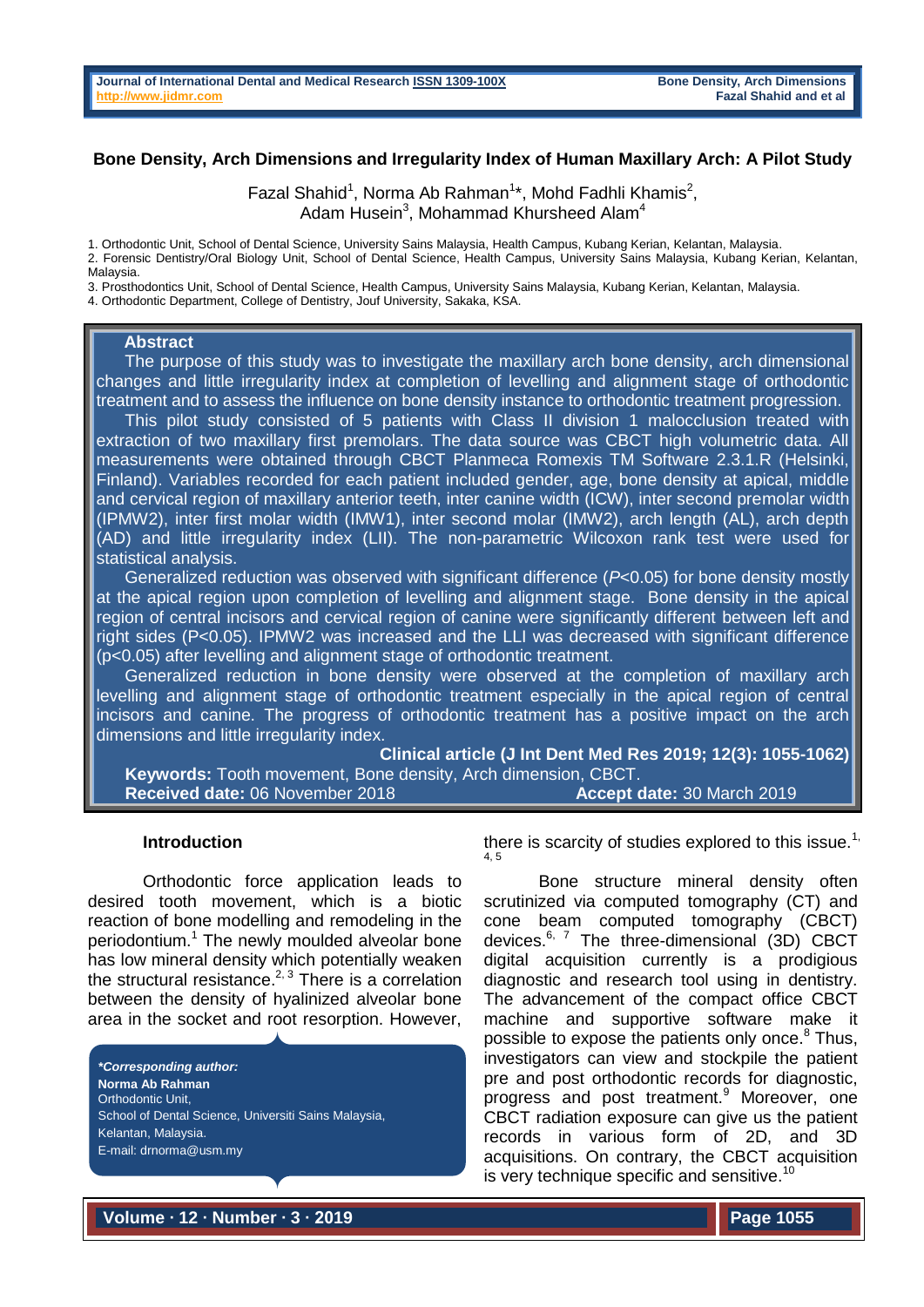# Bone Density, Arch Dimensions and Irregularity Index of Human Maxillary Arch: A Pilot Study

Fazal Shahid[1], Norma Ab Rahman[1]*, Mohd Fadhli Khamis[2], Adam Husein[3], Mohammad Khursheed Alam[4]

1. Orthodontic Unit, School of Dental Science, University Sains Malaysia, Health Campus, Kubang Kerian, Kelantan, Malaysia.
2. Forensic Dentistry/Oral Biology Unit, School of Dental Science, Health Campus, University Sains Malaysia, Kubang Kerian, Kelantan, Malaysia.
3. Prosthodontics Unit, School of Dental Science, Health Campus, University Sains Malaysia, Kubang Kerian, Kelantan, Malaysia.
4. Orthodontic Department, College of Dentistry, Jouf University, Sakaka, KSA.

## Abstract

The purpose of this study was to investigate the maxillary arch bone density, arch dimensional changes and little irregularity index at completion of levelling and alignment stage of orthodontic treatment and to assess the influence on bone density instance to orthodontic treatment progression.

This pilot study consisted of 5 patients with Class II division 1 malocclusion treated with extraction of two maxillary first premolars. The data source was CBCT high volumetric data. All measurements were obtained through CBCT Planmeca Romexis TM Software 2.3.1.R (Helsinki, Finland). Variables recorded for each patient included gender, age, bone density at apical, middle and cervical region of maxillary anterior teeth, inter canine width (ICW), inter second premolar width (IPMW2), inter first molar width (IMW1), inter second molar (IMW2), arch length (AL), arch depth (AD) and little irregularity index (LII). The non-parametric Wilcoxon rank test were used for statistical analysis.

Generalized reduction was observed with significant difference (*P*<0.05) for bone density mostly at the apical region upon completion of levelling and alignment stage. Bone density in the apical region of central incisors and cervical region of canine were significantly different between left and right sides (P<0.05). IPMW2 was increased and the LLI was decreased with significant difference (p<0.05) after levelling and alignment stage of orthodontic treatment.

Generalized reduction in bone density were observed at the completion of maxillary arch levelling and alignment stage of orthodontic treatment especially in the apical region of central incisors and canine. The progress of orthodontic treatment has a positive impact on the arch dimensions and little irregularity index.

**Clinical article (J Int Dent Med Res 2019; 12(3): 1055-1062)**

**Keywords:** Tooth movement, Bone density, Arch dimension, CBCT.

**Received date:** 06 November 2018 **Accept date:** 30 March 2019

## Introduction

Orthodontic force application leads to desired tooth movement, which is a biotic reaction of bone modelling and remodeling in the periodontium.[1] The newly moulded alveolar bone has low mineral density which potentially weaken the structural resistance.[2, 3] There is a correlation between the density of hyalinized alveolar bone area in the socket and root resorption. However, there is scarcity of studies explored to this issue.[1, 4, 5]

Bone structure mineral density often scrutinized via computed tomography (CT) and cone beam computed tomography (CBCT) devices.[6, 7] The three-dimensional (3D) CBCT digital acquisition currently is a prodigious diagnostic and research tool using in dentistry. The advancement of the compact office CBCT machine and supportive software make it possible to expose the patients only once.[8] Thus, investigators can view and stockpile the patient pre and post orthodontic records for diagnostic, progress and post treatment.[9] Moreover, one CBCT radiation exposure can give us the patient records in various form of 2D, and 3D acquisitions. On contrary, the CBCT acquisition is very technique specific and sensitive.[10]

***Corresponding author:***
**Norma Ab Rahman**
Orthodontic Unit,
School of Dental Science, Universiti Sains Malaysia,
Kelantan, Malaysia.
E-mail: drnorma@usm.my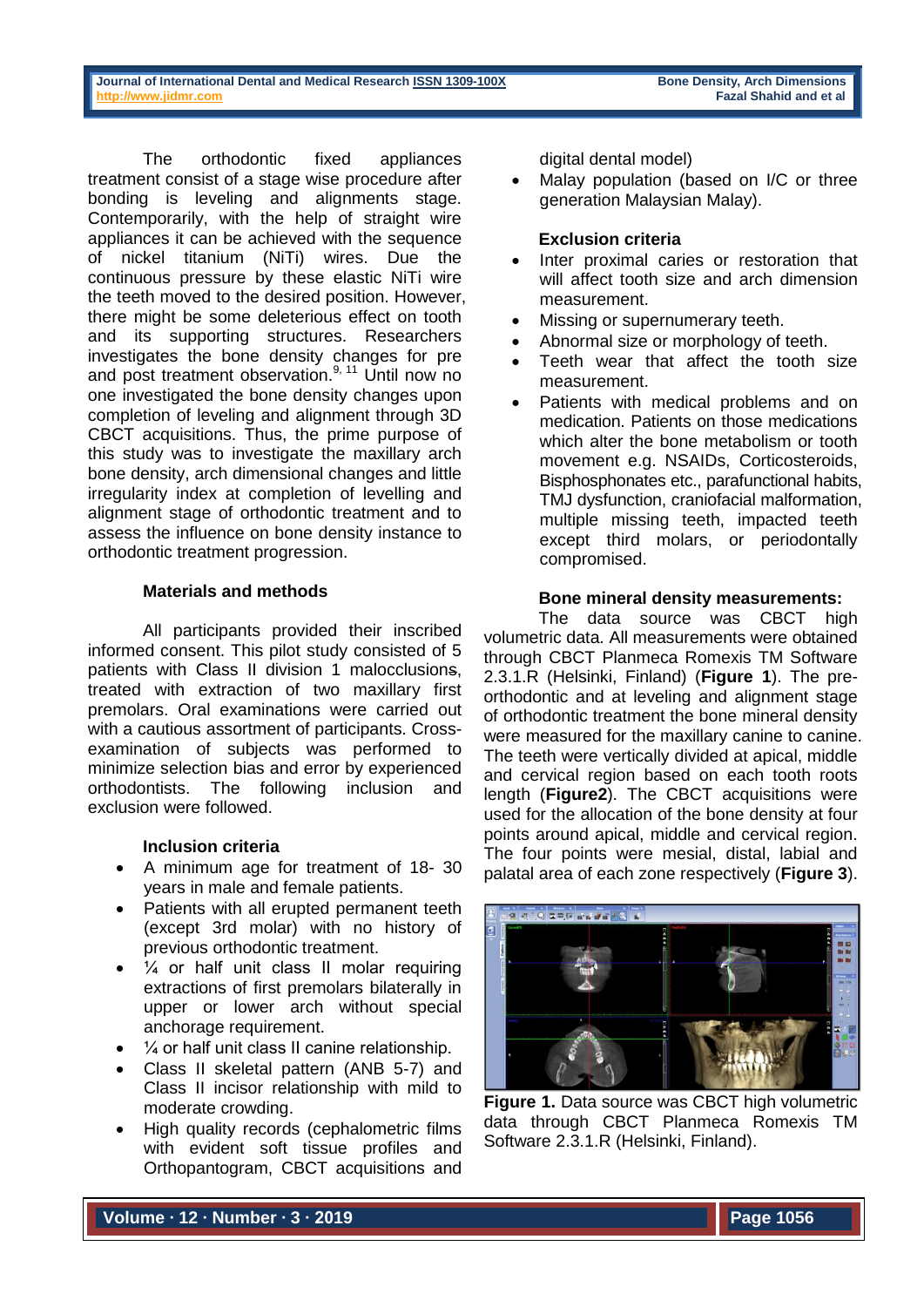The orthodontic fixed appliances treatment consist of a stage wise procedure after bonding is leveling and alignments stage. Contemporarily, with the help of straight wire appliances it can be achieved with the sequence of nickel titanium (NiTi) wires. Due the continuous pressure by these elastic NiTi wire the teeth moved to the desired position. However, there might be some deleterious effect on tooth and its supporting structures. Researchers investigates the bone density changes for pre and post treatment observation.[9, 11] Until now no one investigated the bone density changes upon completion of leveling and alignment through 3D CBCT acquisitions. Thus, the prime purpose of this study was to investigate the maxillary arch bone density, arch dimensional changes and little irregularity index at completion of levelling and alignment stage of orthodontic treatment and to assess the influence on bone density instance to orthodontic treatment progression.

## Materials and methods

All participants provided their inscribed informed consent. This pilot study consisted of 5 patients with Class II division 1 malocclusions, treated with extraction of two maxillary first premolars. Oral examinations were carried out with a cautious assortment of participants. Cross-examination of subjects was performed to minimize selection bias and error by experienced orthodontists. The following inclusion and exclusion criteria were followed.

### Inclusion criteria

- A minimum age for treatment of 18- 30 years in male and female patients.
- Patients with all erupted permanent teeth (except 3rd molar) with no history of previous orthodontic treatment.
- ¼ or half unit class II molar requiring extractions of first premolars bilaterally in upper or lower arch without special anchorage requirement.
- ¼ or half unit class II canine relationship.
- Class II skeletal pattern (ANB 5-7) and Class II incisor relationship with mild to moderate crowding.
- High quality records (cephalometric films with evident soft tissue profiles and Orthopantogram, CBCT acquisitions and digital dental model)
- Malay population (based on I/C or three generation Malaysian Malay).

### Exclusion criteria

- Inter proximal caries or restoration that will affect tooth size and arch dimension measurement.
- Missing or supernumerary teeth.
- Abnormal size or morphology of teeth.
- Teeth wear that affect the tooth size measurement.
- Patients with medical problems and on medication. Patients on those medications which alter the bone metabolism or tooth movement e.g. NSAIDs, Corticosteroids, Bisphosphonates etc., parafunctional habits, TMJ dysfunction, craniofacial malformation, multiple missing teeth, impacted teeth except third molars, or periodontally compromised.

### Bone mineral density measurements:

The data source was CBCT high volumetric data. All measurements were obtained through CBCT Planmeca Romexis TM Software 2.3.1.R (Helsinki, Finland) (**Figure 1**). The pre-orthodontic and at leveling and alignment stage of orthodontic treatment the bone mineral density were measured for the maxillary canine to canine. The teeth were vertically divided at apical, middle and cervical region based on each tooth roots length (**Figure2**). The CBCT acquisitions were used for the allocation of the bone density at four points around apical, middle and cervical region. The four points were mesial, distal, labial and palatal area of each zone respectively (**Figure 3**).

**Figure 1.** Data source was CBCT high volumetric data through CBCT Planmeca Romexis TM Software 2.3.1.R (Helsinki, Finland).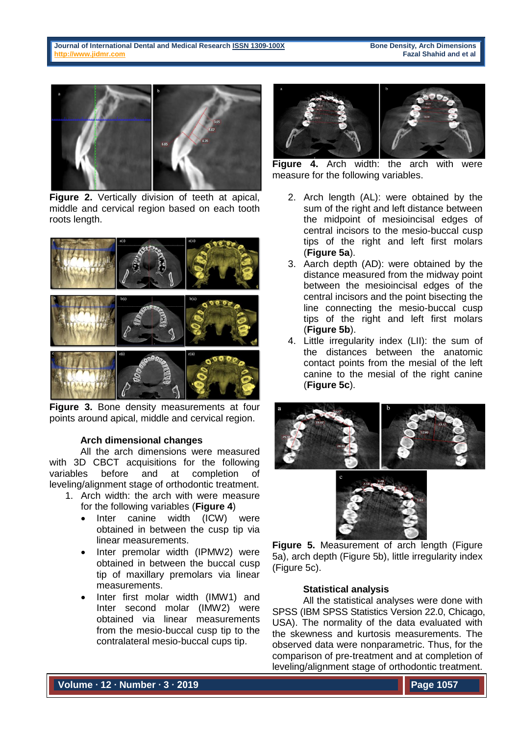Figure 2. Vertically division of teeth at apical, middle and cervical region based on each tooth roots length.

Figure 3. Bone density measurements at four points around apical, middle and cervical region.

### Arch dimensional changes

All the arch dimensions were measured with 3D CBCT acquisitions for the following variables before and at completion of leveling/alignment stage of orthodontic treatment.

1. Arch width: the arch with were measure for the following variables (**Figure 4**)
   - Inter canine width (ICW) were obtained in between the cusp tip via linear measurements.
   - Inter premolar width (IPMW2) were obtained in between the buccal cusp tip of maxillary premolars via linear measurements.
   - Inter first molar width (IMW1) and Inter second molar (IMW2) were obtained via linear measurements from the mesio-buccal cusp tip to the contralateral mesio-buccal cups tip.

**Figure 4.** Arch width: the arch with were measure for the following variables.

2. Arch length (AL): were obtained by the sum of the right and left distance between the midpoint of mesioincisal edges of central incisors to the mesio-buccal cusp tips of the right and left first molars (**Figure 5a**).
3. Aarch depth (AD): were obtained by the distance measured from the midway point between the mesioincisal edges of the central incisors and the point bisecting the line connecting the mesio-buccal cusp tips of the right and left first molars (**Figure 5b**).
4. Little irregularity index (LII): the sum of the distances between the anatomic contact points from the mesial of the left canine to the mesial of the right canine (**Figure 5c**).

**Figure 5.** Measurement of arch length (Figure 5a), arch depth (Figure 5b), little irregularity index (Figure 5c).

### Statistical analysis

All the statistical analyses were done with SPSS (IBM SPSS Statistics Version 22.0, Chicago, USA). The normality of the data evaluated with the skewness and kurtosis measurements. The observed data were nonparametric. Thus, for the comparison of pre-treatment and at completion of leveling/alignment stage of orthodontic treatment.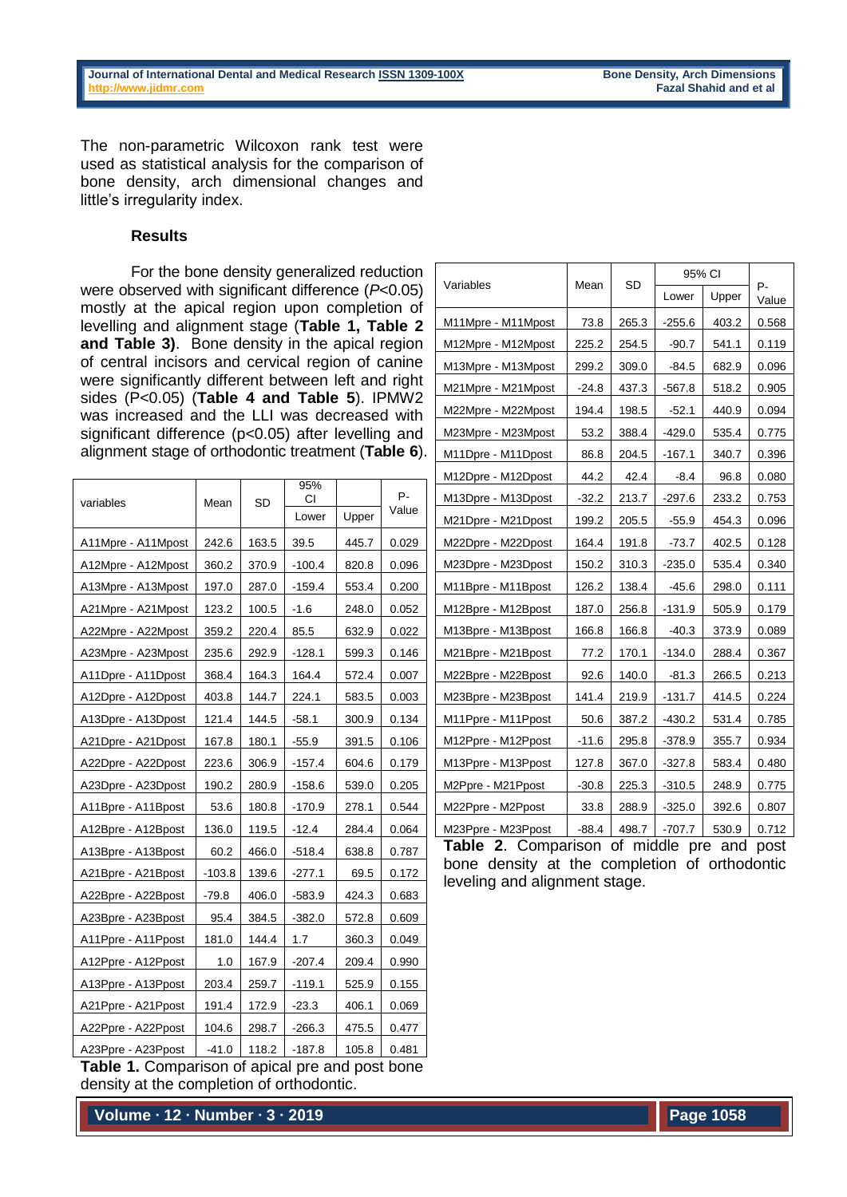The non-parametric Wilcoxon rank test were used as statistical analysis for the comparison of bone density, arch dimensional changes and little's irregularity index.

### Results

For the bone density generalized reduction were observed with significant difference ($P<0.05$) mostly at the apical region upon completion of levelling and alignment stage (**Table 1, Table 2 and Table 3)**. Bone density in the apical region of central incisors and cervical region of canine were significantly different between left and right sides ($P<0.05$) (**Table 4 and Table 5**). IPMW2 was increased and the LLI was decreased with significant difference ($p<0.05$) after levelling and alignment stage of orthodontic treatment (**Table 6**).

| variables | Mean | SD | 95% CI | | P-Value |
|---|---|---|---|---|---|
| | | | Lower | Upper | |
| A11Mpre - A11Mpost | 242.6 | 163.5 | 39.5 | 445.7 | 0.029 |
| A12Mpre - A12Mpost | 360.2 | 370.9 | -100.4 | 820.8 | 0.096 |
| A13Mpre - A13Mpost | 197.0 | 287.0 | -159.4 | 553.4 | 0.200 |
| A21Mpre - A21Mpost | 123.2 | 100.5 | -1.6 | 248.0 | 0.052 |
| A22Mpre - A22Mpost | 359.2 | 220.4 | 85.5 | 632.9 | 0.022 |
| A23Mpre - A23Mpost | 235.6 | 292.9 | -128.1 | 599.3 | 0.146 |
| A11Dpre - A11Dpost | 368.4 | 164.3 | 164.4 | 572.4 | 0.007 |
| A12Dpre - A12Dpost | 403.8 | 144.7 | 224.1 | 583.5 | 0.003 |
| A13Dpre - A13Dpost | 121.4 | 144.5 | -58.1 | 300.9 | 0.134 |
| A21Dpre - A21Dpost | 167.8 | 180.1 | -55.9 | 391.5 | 0.106 |
| A22Dpre - A22Dpost | 223.6 | 306.9 | -157.4 | 604.6 | 0.179 |
| A23Dpre - A23Dpost | 190.2 | 280.9 | -158.6 | 539.0 | 0.205 |
| A11Bpre - A11Bpost | 53.6 | 180.8 | -170.9 | 278.1 | 0.544 |
| A12Bpre - A12Bpost | 136.0 | 119.5 | -12.4 | 284.4 | 0.064 |
| A13Bpre - A13Bpost | 60.2 | 466.0 | -518.4 | 638.8 | 0.787 |
| A21Bpre - A21Bpost | -103.8 | 139.6 | -277.1 | 69.5 | 0.172 |
| A22Bpre - A22Bpost | -79.8 | 406.0 | -583.9 | 424.3 | 0.683 |
| A23Bpre - A23Bpost | 95.4 | 384.5 | -382.0 | 572.8 | 0.609 |
| A11Ppre - A11Ppost | 181.0 | 144.4 | 1.7 | 360.3 | 0.049 |
| A12Ppre - A12Ppost | 1.0 | 167.9 | -207.4 | 209.4 | 0.990 |
| A13Ppre - A13Ppost | 203.4 | 259.7 | -119.1 | 525.9 | 0.155 |
| A21Ppre - A21Ppost | 191.4 | 172.9 | -23.3 | 406.1 | 0.069 |
| A22Ppre - A22Ppost | 104.6 | 298.7 | -266.3 | 475.5 | 0.477 |
| A23Ppre - A23Ppost | -41.0 | 118.2 | -187.8 | 105.8 | 0.481 |

**Table 1.** Comparison of apical pre and post bone density at the completion of orthodontic.

| Variables | Mean | SD | 95% CI | | P-Value |
|---|---|---|---|---|---|
| | | | Lower | Upper | |
| M11Mpre - M11Mpost | 73.8 | 265.3 | -255.6 | 403.2 | 0.568 |
| M12Mpre - M12Mpost | 225.2 | 254.5 | -90.7 | 541.1 | 0.119 |
| M13Mpre - M13Mpost | 299.2 | 309.0 | -84.5 | 682.9 | 0.096 |
| M21Mpre - M21Mpost | -24.8 | 437.3 | -567.8 | 518.2 | 0.905 |
| M22Mpre - M22Mpost | 194.4 | 198.5 | -52.1 | 440.9 | 0.094 |
| M23Mpre - M23Mpost | 53.2 | 388.4 | -429.0 | 535.4 | 0.775 |
| M11Dpre - M11Dpost | 86.8 | 204.5 | -167.1 | 340.7 | 0.396 |
| M12Dpre - M12Dpost | 44.2 | 42.4 | -8.4 | 96.8 | 0.080 |
| M13Dpre - M13Dpost | -32.2 | 213.7 | -297.6 | 233.2 | 0.753 |
| M21Dpre - M21Dpost | 199.2 | 205.5 | -55.9 | 454.3 | 0.096 |
| M22Dpre - M22Dpost | 164.4 | 191.8 | -73.7 | 402.5 | 0.128 |
| M23Dpre - M23Dpost | 150.2 | 310.3 | -235.0 | 535.4 | 0.340 |
| M11Bpre - M11Bpost | 126.2 | 138.4 | -45.6 | 298.0 | 0.111 |
| M12Bpre - M12Bpost | 187.0 | 256.8 | -131.9 | 505.9 | 0.179 |
| M13Bpre - M13Bpost | 166.8 | 166.8 | -40.3 | 373.9 | 0.089 |
| M21Bpre - M21Bpost | 77.2 | 170.1 | -134.0 | 288.4 | 0.367 |
| M22Bpre - M22Bpost | 92.6 | 140.0 | -81.3 | 266.5 | 0.213 |
| M23Bpre - M23Bpost | 141.4 | 219.9 | -131.7 | 414.5 | 0.224 |
| M11Ppre - M11Ppost | 50.6 | 387.2 | -430.2 | 531.4 | 0.785 |
| M12Ppre - M12Ppost | -11.6 | 295.8 | -378.9 | 355.7 | 0.934 |
| M13Ppre - M13Ppost | 127.8 | 367.0 | -327.8 | 583.4 | 0.480 |
| M2Ppre - M21Ppost | -30.8 | 225.3 | -310.5 | 248.9 | 0.775 |
| M22Ppre - M2Ppost | 33.8 | 288.9 | -325.0 | 392.6 | 0.807 |
| M23Ppre - M23Ppost | -88.4 | 498.7 | -707.7 | 530.9 | 0.712 |

**Table 2**. Comparison of middle pre and post bone density at the completion of orthodontic leveling and alignment stage.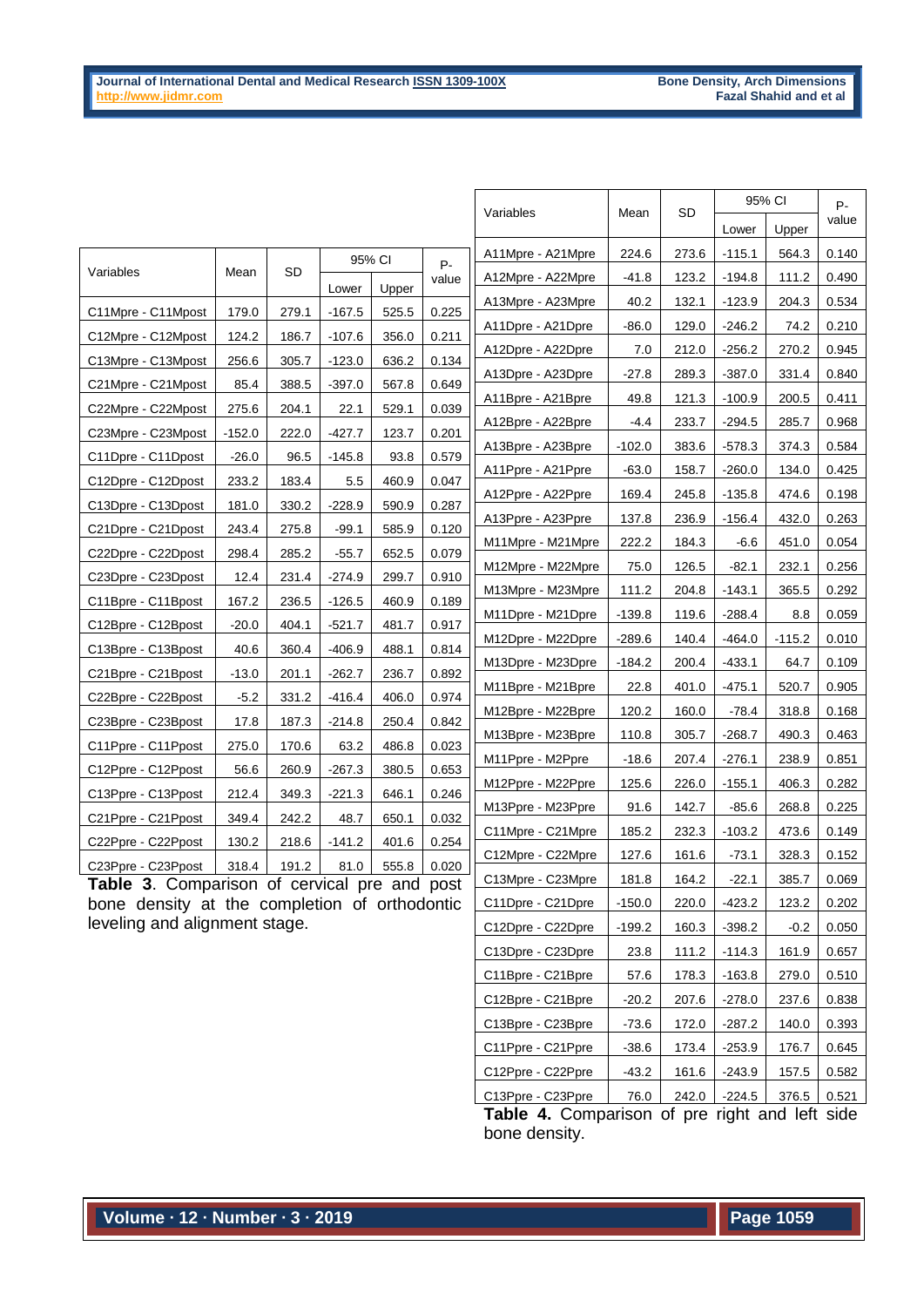| Variables | Mean | SD | 95% CI | | P-value |
|---|---|---|---|---|---|
| | | | Lower | Upper | |
| C11Mpre - C11Mpost | 179.0 | 279.1 | -167.5 | 525.5 | 0.225 |
| C12Mpre - C12Mpost | 124.2 | 186.7 | -107.6 | 356.0 | 0.211 |
| C13Mpre - C13Mpost | 256.6 | 305.7 | -123.0 | 636.2 | 0.134 |
| C21Mpre - C21Mpost | 85.4 | 388.5 | -397.0 | 567.8 | 0.649 |
| C22Mpre - C22Mpost | 275.6 | 204.1 | 22.1 | 529.1 | 0.039 |
| C23Mpre - C23Mpost | -152.0 | 222.0 | -427.7 | 123.7 | 0.201 |
| C11Dpre - C11Dpost | -26.0 | 96.5 | -145.8 | 93.8 | 0.579 |
| C12Dpre - C12Dpost | 233.2 | 183.4 | 5.5 | 460.9 | 0.047 |
| C13Dpre - C13Dpost | 181.0 | 330.2 | -228.9 | 590.9 | 0.287 |
| C21Dpre - C21Dpost | 243.4 | 275.8 | -99.1 | 585.9 | 0.120 |
| C22Dpre - C22Dpost | 298.4 | 285.2 | -55.7 | 652.5 | 0.079 |
| C23Dpre - C23Dpost | 12.4 | 231.4 | -274.9 | 299.7 | 0.910 |
| C11Bpre - C11Bpost | 167.2 | 236.5 | -126.5 | 460.9 | 0.189 |
| C12Bpre - C12Bpost | -20.0 | 404.1 | -521.7 | 481.7 | 0.917 |
| C13Bpre - C13Bpost | 40.6 | 360.4 | -406.9 | 488.1 | 0.814 |
| C21Bpre - C21Bpost | -13.0 | 201.1 | -262.7 | 236.7 | 0.892 |
| C22Bpre - C22Bpost | -5.2 | 331.2 | -416.4 | 406.0 | 0.974 |
| C23Bpre - C23Bpost | 17.8 | 187.3 | -214.8 | 250.4 | 0.842 |
| C11Ppre - C11Ppost | 275.0 | 170.6 | 63.2 | 486.8 | 0.023 |
| C12Ppre - C12Ppost | 56.6 | 260.9 | -267.3 | 380.5 | 0.653 |
| C13Ppre - C13Ppost | 212.4 | 349.3 | -221.3 | 646.1 | 0.246 |
| C21Ppre - C21Ppost | 349.4 | 242.2 | 48.7 | 650.1 | 0.032 |
| C22Ppre - C22Ppost | 130.2 | 218.6 | -141.2 | 401.6 | 0.254 |
| C23Ppre - C23Ppost | 318.4 | 191.2 | 81.0 | 555.8 | 0.020 |

**Table 3**. Comparison of cervical pre and post bone density at the completion of orthodontic leveling and alignment stage.

| Variables | Mean | SD | 95% CI | | P-value |
|---|---|---|---|---|---|
| | | | Lower | Upper | |
| A11Mpre - A21Mpre | 224.6 | 273.6 | -115.1 | 564.3 | 0.140 |
| A12Mpre - A22Mpre | -41.8 | 123.2 | -194.8 | 111.2 | 0.490 |
| A13Mpre - A23Mpre | 40.2 | 132.1 | -123.9 | 204.3 | 0.534 |
| A11Dpre - A21Dpre | -86.0 | 129.0 | -246.2 | 74.2 | 0.210 |
| A12Dpre - A22Dpre | 7.0 | 212.0 | -256.2 | 270.2 | 0.945 |
| A13Dpre - A23Dpre | -27.8 | 289.3 | -387.0 | 331.4 | 0.840 |
| A11Bpre - A21Bpre | 49.8 | 121.3 | -100.9 | 200.5 | 0.411 |
| A12Bpre - A22Bpre | -4.4 | 233.7 | -294.5 | 285.7 | 0.968 |
| A13Bpre - A23Bpre | -102.0 | 383.6 | -578.3 | 374.3 | 0.584 |
| A11Ppre - A21Ppre | -63.0 | 158.7 | -260.0 | 134.0 | 0.425 |
| A12Ppre - A22Ppre | 169.4 | 245.8 | -135.8 | 474.6 | 0.198 |
| A13Ppre - A23Ppre | 137.8 | 236.9 | -156.4 | 432.0 | 0.263 |
| M11Mpre - M21Mpre | 222.2 | 184.3 | -6.6 | 451.0 | 0.054 |
| M12Mpre - M22Mpre | 75.0 | 126.5 | -82.1 | 232.1 | 0.256 |
| M13Mpre - M23Mpre | 111.2 | 204.8 | -143.1 | 365.5 | 0.292 |
| M11Dpre - M21Dpre | -139.8 | 119.6 | -288.4 | 8.8 | 0.059 |
| M12Dpre - M22Dpre | -289.6 | 140.4 | -464.0 | -115.2 | 0.010 |
| M13Dpre - M23Dpre | -184.2 | 200.4 | -433.1 | 64.7 | 0.109 |
| M11Bpre - M21Bpre | 22.8 | 401.0 | -475.1 | 520.7 | 0.905 |
| M12Bpre - M22Bpre | 120.2 | 160.0 | -78.4 | 318.8 | 0.168 |
| M13Bpre - M23Bpre | 110.8 | 305.7 | -268.7 | 490.3 | 0.463 |
| M11Ppre - M2Ppre | -18.6 | 207.4 | -276.1 | 238.9 | 0.851 |
| M12Ppre - M22Ppre | 125.6 | 226.0 | -155.1 | 406.3 | 0.282 |
| M13Ppre - M23Ppre | 91.6 | 142.7 | -85.6 | 268.8 | 0.225 |
| C11Mpre - C21Mpre | 185.2 | 232.3 | -103.2 | 473.6 | 0.149 |
| C12Mpre - C22Mpre | 127.6 | 161.6 | -73.1 | 328.3 | 0.152 |
| C13Mpre - C23Mpre | 181.8 | 164.2 | -22.1 | 385.7 | 0.069 |
| C11Dpre - C21Dpre | -150.0 | 220.0 | -423.2 | 123.2 | 0.202 |
| C12Dpre - C22Dpre | -199.2 | 160.3 | -398.2 | -0.2 | 0.050 |
| C13Dpre - C23Dpre | 23.8 | 111.2 | -114.3 | 161.9 | 0.657 |
| C11Bpre - C21Bpre | 57.6 | 178.3 | -163.8 | 279.0 | 0.510 |
| C12Bpre - C21Bpre | -20.2 | 207.6 | -278.0 | 237.6 | 0.838 |
| C13Bpre - C23Bpre | -73.6 | 172.0 | -287.2 | 140.0 | 0.393 |
| C11Ppre - C21Ppre | -38.6 | 173.4 | -253.9 | 176.7 | 0.645 |
| C12Ppre - C22Ppre | -43.2 | 161.6 | -243.9 | 157.5 | 0.582 |
| C13Ppre - C23Ppre | 76.0 | 242.0 | -224.5 | 376.5 | 0.521 |

**Table 4.** Comparison of pre right and left side bone density.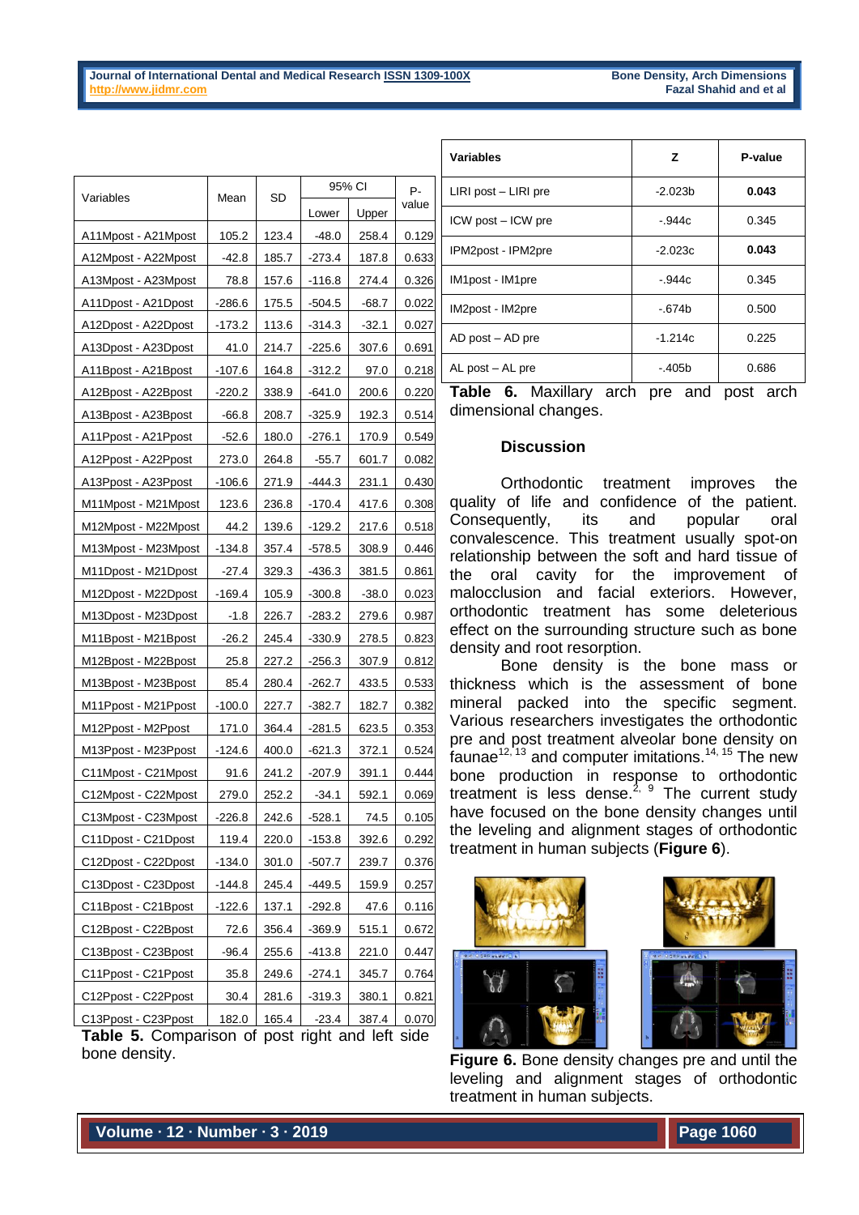| Variables | Mean | SD | 95% CI | | P-value |
|---|---|---|---|---|---|
| | | | Lower | Upper | |
| A11Mpost - A21Mpost | 105.2 | 123.4 | -48.0 | 258.4 | 0.129 |
| A12Mpost - A22Mpost | -42.8 | 185.7 | -273.4 | 187.8 | 0.633 |
| A13Mpost - A23Mpost | 78.8 | 157.6 | -116.8 | 274.4 | 0.326 |
| A11Dpost - A21Dpost | -286.6 | 175.5 | -504.5 | -68.7 | 0.022 |
| A12Dpost - A22Dpost | -173.2 | 113.6 | -314.3 | -32.1 | 0.027 |
| A13Dpost - A23Dpost | 41.0 | 214.7 | -225.6 | 307.6 | 0.691 |
| A11Bpost - A21Bpost | -107.6 | 164.8 | -312.2 | 97.0 | 0.218 |
| A12Bpost - A22Bpost | -220.2 | 338.9 | -641.0 | 200.6 | 0.220 |
| A13Bpost - A23Bpost | -66.8 | 208.7 | -325.9 | 192.3 | 0.514 |
| A11Ppost - A21Ppost | -52.6 | 180.0 | -276.1 | 170.9 | 0.549 |
| A12Ppost - A22Ppost | 273.0 | 264.8 | -55.7 | 601.7 | 0.082 |
| A13Ppost - A23Ppost | -106.6 | 271.9 | -444.3 | 231.1 | 0.430 |
| M11Mpost - M21Mpost | 123.6 | 236.8 | -170.4 | 417.6 | 0.308 |
| M12Mpost - M22Mpost | 44.2 | 139.6 | -129.2 | 217.6 | 0.518 |
| M13Mpost - M23Mpost | -134.8 | 357.4 | -578.5 | 308.9 | 0.446 |
| M11Dpost - M21Dpost | -27.4 | 329.3 | -436.3 | 381.5 | 0.861 |
| M12Dpost - M22Dpost | -169.4 | 105.9 | -300.8 | -38.0 | 0.023 |
| M13Dpost - M23Dpost | -1.8 | 226.7 | -283.2 | 279.6 | 0.987 |
| M11Bpost - M21Bpost | -26.2 | 245.4 | -330.9 | 278.5 | 0.823 |
| M12Bpost - M22Bpost | 25.8 | 227.2 | -256.3 | 307.9 | 0.812 |
| M13Bpost - M23Bpost | 85.4 | 280.4 | -262.7 | 433.5 | 0.533 |
| M11Ppost - M21Ppost | -100.0 | 227.7 | -382.7 | 182.7 | 0.382 |
| M12Ppost - M2Ppost | 171.0 | 364.4 | -281.5 | 623.5 | 0.353 |
| M13Ppost - M23Ppost | -124.6 | 400.0 | -621.3 | 372.1 | 0.524 |
| C11Mpost - C21Mpost | 91.6 | 241.2 | -207.9 | 391.1 | 0.444 |
| C12Mpost - C22Mpost | 279.0 | 252.2 | -34.1 | 592.1 | 0.069 |
| C13Mpost - C23Mpost | -226.8 | 242.6 | -528.1 | 74.5 | 0.105 |
| C11Dpost - C21Dpost | 119.4 | 220.0 | -153.8 | 392.6 | 0.292 |
| C12Dpost - C22Dpost | -134.0 | 301.0 | -507.7 | 239.7 | 0.376 |
| C13Dpost - C23Dpost | -144.8 | 245.4 | -449.5 | 159.9 | 0.257 |
| C11Bpost - C21Bpost | -122.6 | 137.1 | -292.8 | 47.6 | 0.116 |
| C12Bpost - C22Bpost | 72.6 | 356.4 | -369.9 | 515.1 | 0.672 |
| C13Bpost - C23Bpost | -96.4 | 255.6 | -413.8 | 221.0 | 0.447 |
| C11Ppost - C21Ppost | 35.8 | 249.6 | -274.1 | 345.7 | 0.764 |
| C12Ppost - C22Ppost | 30.4 | 281.6 | -319.3 | 380.1 | 0.821 |
| C13Ppost - C23Ppost | 182.0 | 165.4 | -23.4 | 387.4 | 0.070 |

**Table 5.** Comparison of post right and left side bone density.

| Variables | Z | P-value |
|---|---|---|
| LIRI post – LIRI pre | -2.023b | **0.043** |
| ICW post – ICW pre | -.944c | 0.345 |
| IPM2post - IPM2pre | -2.023c | **0.043** |
| IM1post - IM1pre | -.944c | 0.345 |
| IM2post - IM2pre | -.674b | 0.500 |
| AD post – AD pre | -1.214c | 0.225 |
| AL post – AL pre | -.405b | 0.686 |

**Table 6.** Maxillary arch pre and post arch dimensional changes.

## Discussion

Orthodontic treatment improves the quality of life and confidence of the patient. Consequently, its and popular oral convalescence. This treatment usually spot-on relationship between the soft and hard tissue of the oral cavity for the improvement of malocclusion and facial exteriors. However, orthodontic treatment has some deleterious effect on the surrounding structure such as bone density and root resorption.

Bone density is the bone mass or thickness which is the assessment of bone mineral packed into the specific segment. Various researchers investigates the orthodontic pre and post treatment alveolar bone density on faunae[12, 13] and computer imitations.[14, 15] The new bone production in response to orthodontic treatment is less dense.[2, 9] The current study have focused on the bone density changes until the leveling and alignment stages of orthodontic treatment in human subjects (**Figure 6**).

**Figure 6.** Bone density changes pre and until the leveling and alignment stages of orthodontic treatment in human subjects.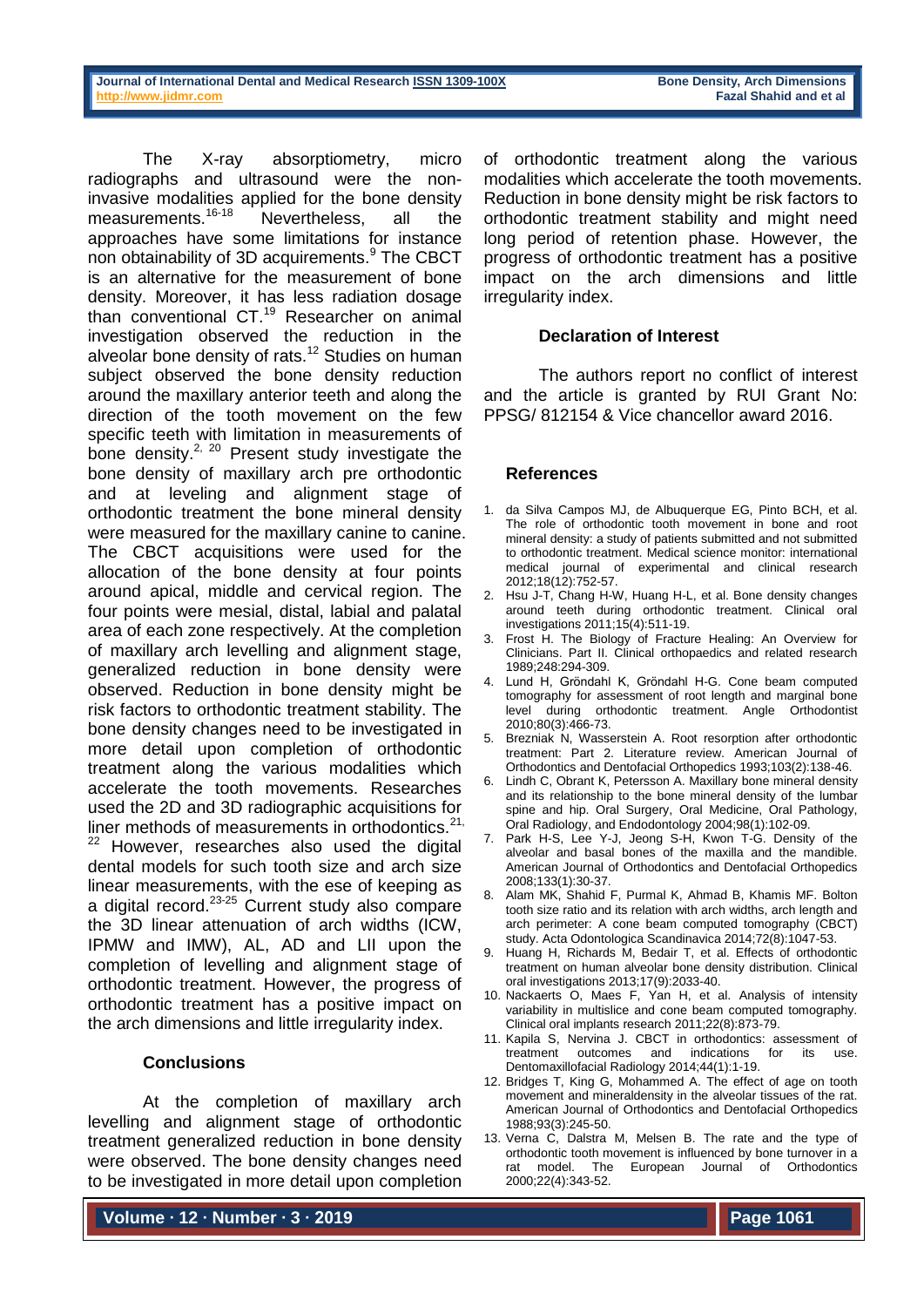The X-ray absorptiometry, micro radiographs and ultrasound were the non-invasive modalities applied for the bone density measurements.[16-18] Nevertheless, all the approaches have some limitations for instance non obtainability of 3D acquirements.[9] The CBCT is an alternative for the measurement of bone density. Moreover, it has less radiation dosage than conventional CT.[19] Researcher on animal investigation observed the reduction in the alveolar bone density of rats.[12] Studies on human subject observed the bone density reduction around the maxillary anterior teeth and along the direction of the tooth movement on the few specific teeth with limitation in measurements of bone density.[2, 20] Present study investigate the bone density of maxillary arch pre orthodontic and at leveling and alignment stage of orthodontic treatment the bone mineral density were measured for the maxillary canine to canine. The CBCT acquisitions were used for the allocation of the bone density at four points around apical, middle and cervical region. The four points were mesial, distal, labial and palatal area of each zone respectively. At the completion of maxillary arch levelling and alignment stage, generalized reduction in bone density were observed. Reduction in bone density might be risk factors to orthodontic treatment stability. The bone density changes need to be investigated in more detail upon completion of orthodontic treatment along the various modalities which accelerate the tooth movements. Researches used the 2D and 3D radiographic acquisitions for liner methods of measurements in orthodontics.[21, 22] However, researches also used the digital dental models for such tooth size and arch size linear measurements, with the ese of keeping as a digital record.[23-25] Current study also compare the 3D linear attenuation of arch widths (ICW, IPMW and IMW), AL, AD and LII upon the completion of levelling and alignment stage of orthodontic treatment. However, the progress of orthodontic treatment has a positive impact on the arch dimensions and little irregularity index.

## Conclusions

At the completion of maxillary arch levelling and alignment stage of orthodontic treatment generalized reduction in bone density were observed. The bone density changes need to be investigated in more detail upon completion of orthodontic treatment along the various modalities which accelerate the tooth movements. Reduction in bone density might be risk factors to orthodontic treatment stability and might need long period of retention phase. However, the progress of orthodontic treatment has a positive impact on the arch dimensions and little irregularity index.

## Declaration of Interest

The authors report no conflict of interest and the article is granted by RUI Grant No: PPSG/ 812154 & Vice chancellor award 2016.

## References

1. da Silva Campos MJ, de Albuquerque EG, Pinto BCH, et al. The role of orthodontic tooth movement in bone and root mineral density: a study of patients submitted and not submitted to orthodontic treatment. Medical science monitor: international medical journal of experimental and clinical research 2012;18(12):752-57.
2. Hsu J-T, Chang H-W, Huang H-L, et al. Bone density changes around teeth during orthodontic treatment. Clinical oral investigations 2011;15(4):511-19.
3. Frost H. The Biology of Fracture Healing: An Overview for Clinicians. Part II. Clinical orthopaedics and related research 1989;248:294-309.
4. Lund H, Gröndahl K, Gröndahl H-G. Cone beam computed tomography for assessment of root length and marginal bone level during orthodontic treatment. Angle Orthodontist 2010;80(3):466-73.
5. Brezniak N, Wasserstein A. Root resorption after orthodontic treatment: Part 2. Literature review. American Journal of Orthodontics and Dentofacial Orthopedics 1993;103(2):138-46.
6. Lindh C, Obrant K, Petersson A. Maxillary bone mineral density and its relationship to the bone mineral density of the lumbar spine and hip. Oral Surgery, Oral Medicine, Oral Pathology, Oral Radiology, and Endodontology 2004;98(1):102-09.
7. Park H-S, Lee Y-J, Jeong S-H, Kwon T-G. Density of the alveolar and basal bones of the maxilla and the mandible. American Journal of Orthodontics and Dentofacial Orthopedics 2008;133(1):30-37.
8. Alam MK, Shahid F, Purmal K, Ahmad B, Khamis MF. Bolton tooth size ratio and its relation with arch widths, arch length and arch perimeter: A cone beam computed tomography (CBCT) study. Acta Odontologica Scandinavica 2014;72(8):1047-53.
9. Huang H, Richards M, Bedair T, et al. Effects of orthodontic treatment on human alveolar bone density distribution. Clinical oral investigations 2013;17(9):2033-40.
10. Nackaerts O, Maes F, Yan H, et al. Analysis of intensity variability in multislice and cone beam computed tomography. Clinical oral implants research 2011;22(8):873-79.
11. Kapila S, Nervina J. CBCT in orthodontics: assessment of treatment outcomes and indications for its use. Dentomaxillofacial Radiology 2014;44(1):1-19.
12. Bridges T, King G, Mohammed A. The effect of age on tooth movement and mineraldensity in the alveolar tissues of the rat. American Journal of Orthodontics and Dentofacial Orthopedics 1988;93(3):245-50.
13. Verna C, Dalstra M, Melsen B. The rate and the type of orthodontic tooth movement is influenced by bone turnover in a rat model. The European Journal of Orthodontics 2000;22(4):343-52.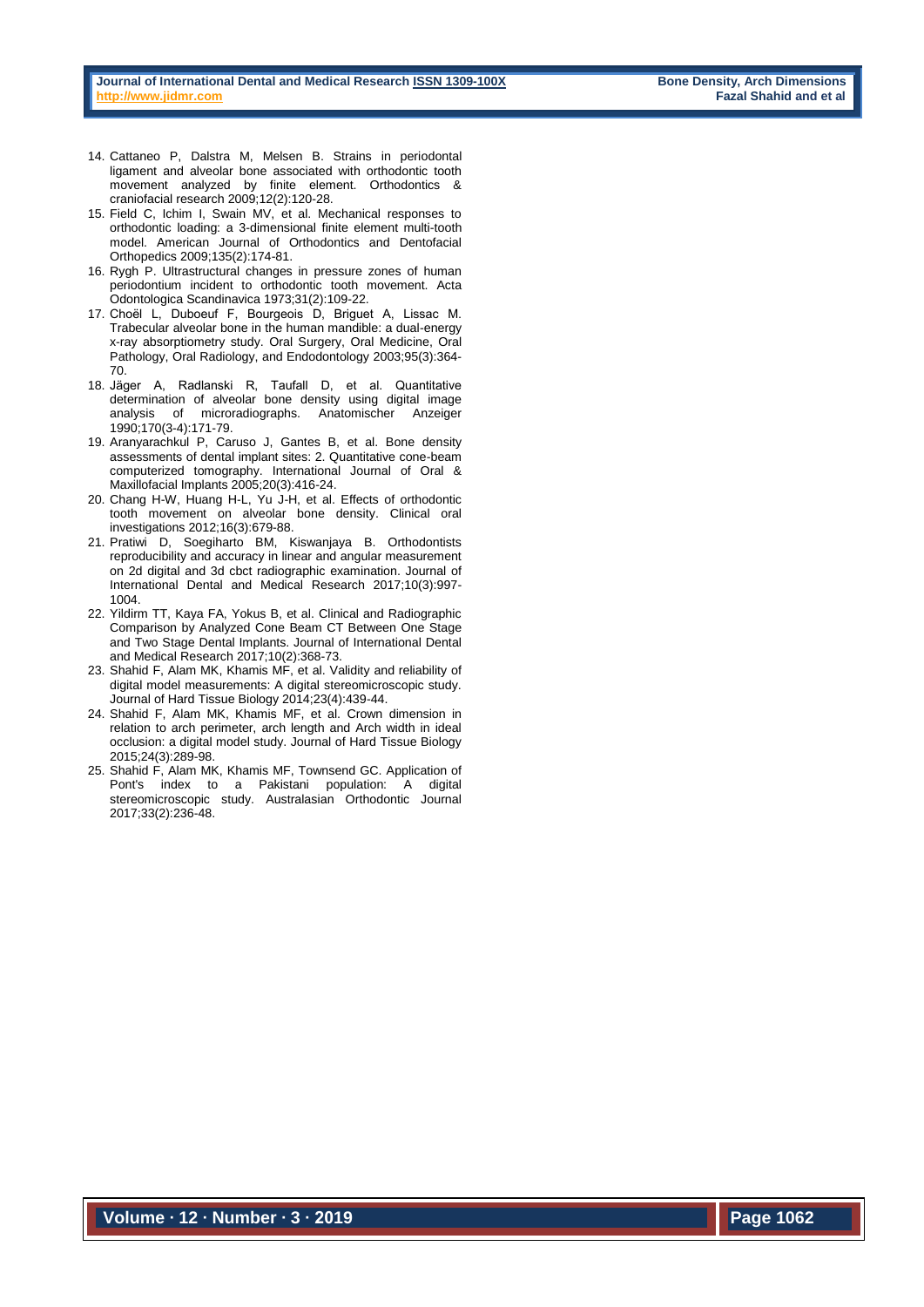14. Cattaneo P, Dalstra M, Melsen B. Strains in periodontal ligament and alveolar bone associated with orthodontic tooth movement analyzed by finite element. Orthodontics & craniofacial research 2009;12(2):120-28.
15. Field C, Ichim I, Swain MV, et al. Mechanical responses to orthodontic loading: a 3-dimensional finite element multi-tooth model. American Journal of Orthodontics and Dentofacial Orthopedics 2009;135(2):174-81.
16. Rygh P. Ultrastructural changes in pressure zones of human periodontium incident to orthodontic tooth movement. Acta Odontologica Scandinavica 1973;31(2):109-22.
17. Choël L, Duboeuf F, Bourgeois D, Briguet A, Lissac M. Trabecular alveolar bone in the human mandible: a dual-energy x-ray absorptiometry study. Oral Surgery, Oral Medicine, Oral Pathology, Oral Radiology, and Endodontology 2003;95(3):364-70.
18. Jäger A, Radlanski R, Taufall D, et al. Quantitative determination of alveolar bone density using digital image analysis of microradiographs. Anatomischer Anzeiger 1990;170(3-4):171-79.
19. Aranyarachkul P, Caruso J, Gantes B, et al. Bone density assessments of dental implant sites: 2. Quantitative cone-beam computerized tomography. International Journal of Oral & Maxillofacial Implants 2005;20(3):416-24.
20. Chang H-W, Huang H-L, Yu J-H, et al. Effects of orthodontic tooth movement on alveolar bone density. Clinical oral investigations 2012;16(3):679-88.
21. Pratiwi D, Soegiharto BM, Kiswanjaya B. Orthodontists reproducibility and accuracy in linear and angular measurement on 2d digital and 3d cbct radiographic examination. Journal of International Dental and Medical Research 2017;10(3):997-1004.
22. Yildirm TT, Kaya FA, Yokus B, et al. Clinical and Radiographic Comparison by Analyzed Cone Beam CT Between One Stage and Two Stage Dental Implants. Journal of International Dental and Medical Research 2017;10(2):368-73.
23. Shahid F, Alam MK, Khamis MF, et al. Validity and reliability of digital model measurements: A digital stereomicroscopic study. Journal of Hard Tissue Biology 2014;23(4):439-44.
24. Shahid F, Alam MK, Khamis MF, et al. Crown dimension in relation to arch perimeter, arch length and Arch width in ideal occlusion: a digital model study. Journal of Hard Tissue Biology 2015;24(3):289-98.
25. Shahid F, Alam MK, Khamis MF, Townsend GC. Application of Pont's index to a Pakistani population: A digital stereomicroscopic study. Australasian Orthodontic Journal 2017;33(2):236-48.